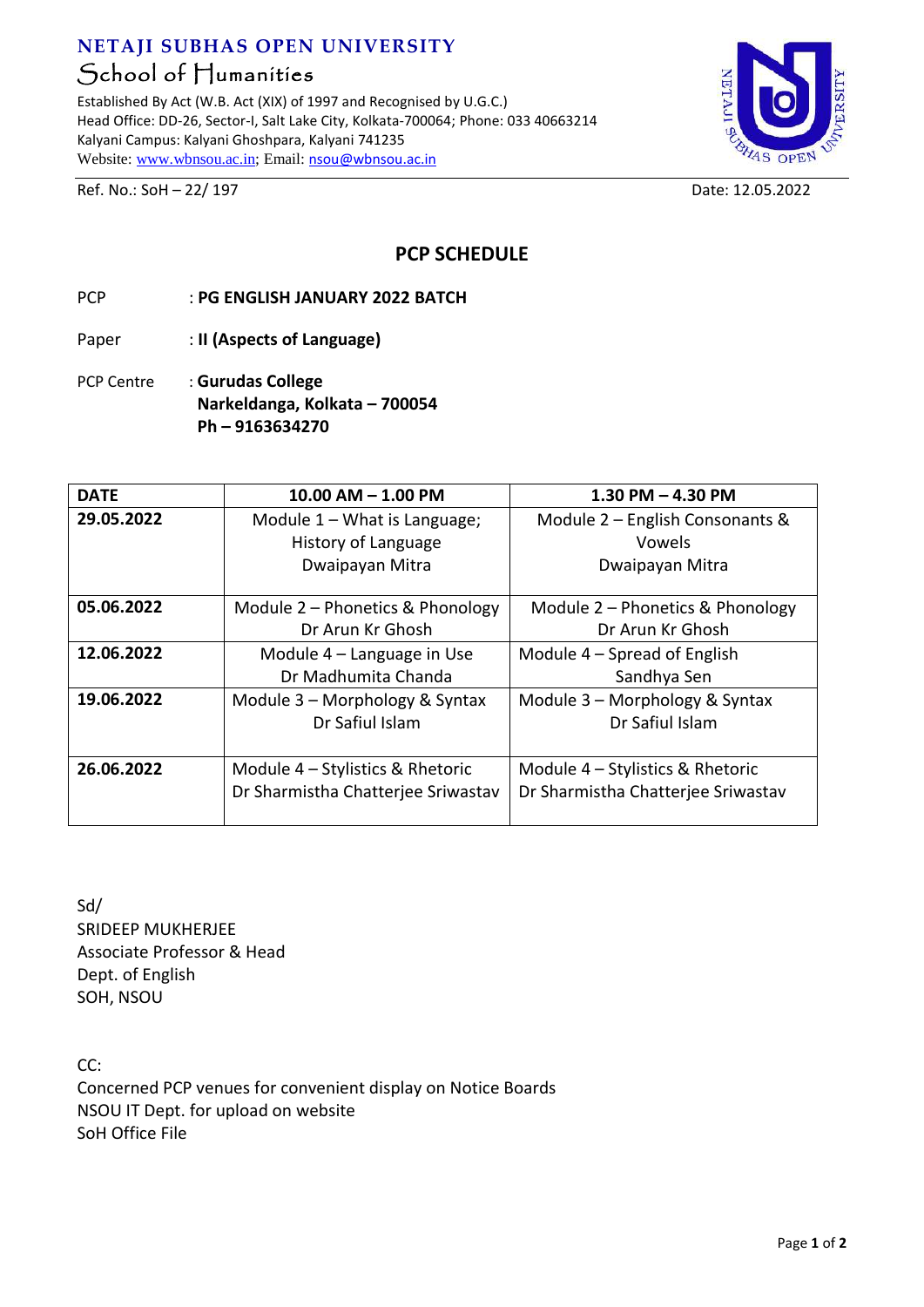**NETAJI SUBHAS OPEN UNIVERSITY**

School of Humanities

Established By Act (W.B. Act (XIX) of 1997 and Recognised by U.G.C.)
Head Office: DD-26, Sector-I, Salt Lake City, Kolkata-700064; Phone: 033 40663214
Kalyani Campus: Kalyani Ghoshpara, Kalyani 741235
Website: www.wbnsou.ac.in; Email: nsou@wbnsou.ac.in

Ref. No.: SoH – 22/ 197

Date: 12.05.2022

## PCP SCHEDULE

PCP : **PG ENGLISH JANUARY 2022 BATCH**

Paper : **II (Aspects of Language)**

PCP Centre : **Gurudas College**
**Narkeldanga, Kolkata – 700054**
**Ph – 9163634270**

| DATE | 10.00 AM – 1.00 PM | 1.30 PM – 4.30 PM |
|---|---|---|
| **29.05.2022** | Module 1 – What is Language; History of Language<br>Dwaipayan Mitra | Module 2 – English Consonants & Vowels<br>Dwaipayan Mitra |
| **05.06.2022** | Module 2 – Phonetics & Phonology<br>Dr Arun Kr Ghosh | Module 2 – Phonetics & Phonology<br>Dr Arun Kr Ghosh |
| **12.06.2022** | Module 4 – Language in Use<br>Dr Madhumita Chanda | Module 4 – Spread of English<br>Sandhya Sen |
| **19.06.2022** | Module 3 – Morphology & Syntax<br>Dr Safiul Islam | Module 3 – Morphology & Syntax<br>Dr Safiul Islam |
| **26.06.2022** | Module 4 – Stylistics & Rhetoric<br>Dr Sharmistha Chatterjee Sriwastav | Module 4 – Stylistics & Rhetoric<br>Dr Sharmistha Chatterjee Sriwastav |

Sd/
SRIDEEP MUKHERJEE
Associate Professor & Head
Dept. of English
SOH, NSOU

CC:
Concerned PCP venues for convenient display on Notice Boards
NSOU IT Dept. for upload on website
SoH Office File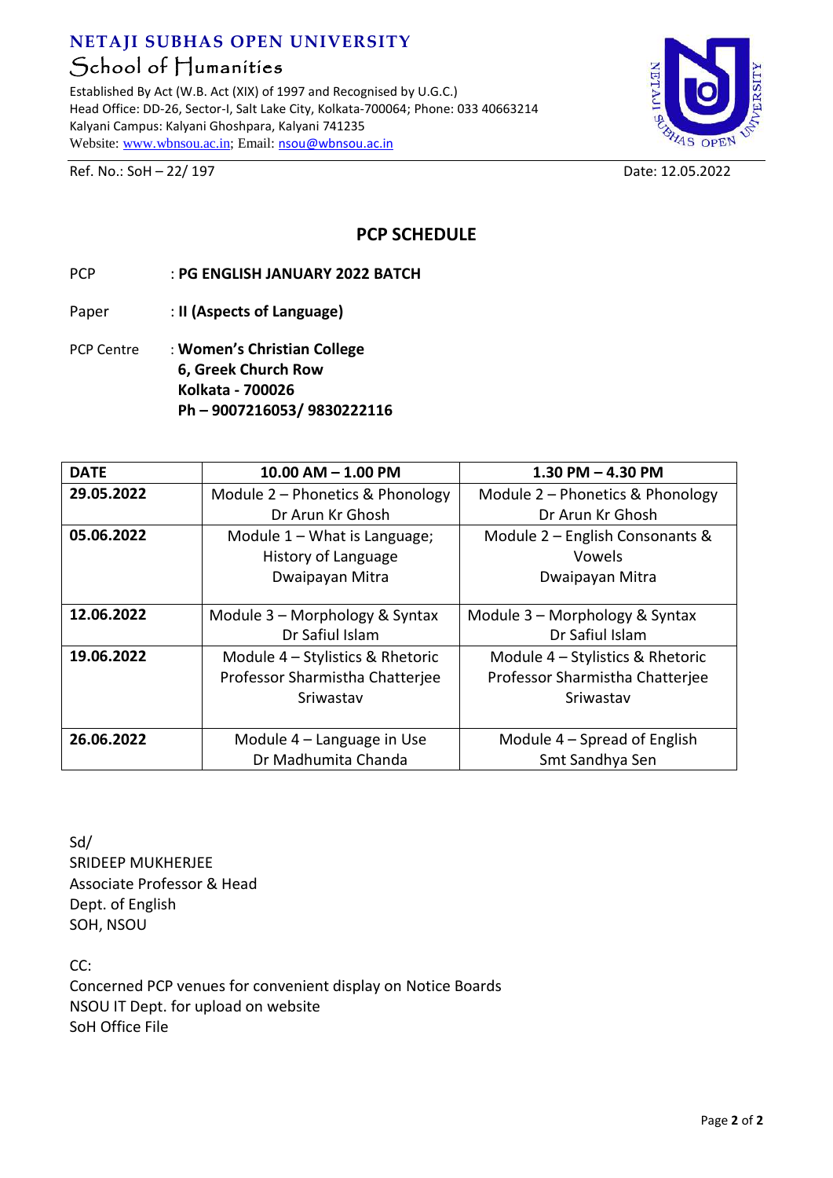**NETAJI SUBHAS OPEN UNIVERSITY**

School of Humanities

Established By Act (W.B. Act (XIX) of 1997 and Recognised by U.G.C.)
Head Office: DD-26, Sector-I, Salt Lake City, Kolkata-700064; Phone: 033 40663214
Kalyani Campus: Kalyani Ghoshpara, Kalyani 741235
Website: www.wbnsou.ac.in; Email: nsou@wbnsou.ac.in

Ref. No.: SoH – 22/ 197

Date: 12.05.2022

## PCP SCHEDULE

PCP : **PG ENGLISH JANUARY 2022 BATCH**

Paper : **II (Aspects of Language)**

PCP Centre : **Women's Christian College**
**6, Greek Church Row**
**Kolkata - 700026**
**Ph – 9007216053/ 9830222116**

| DATE | 10.00 AM – 1.00 PM | 1.30 PM – 4.30 PM |
|---|---|---|
| **29.05.2022** | Module 2 – Phonetics & Phonology<br>Dr Arun Kr Ghosh | Module 2 – Phonetics & Phonology<br>Dr Arun Kr Ghosh |
| **05.06.2022** | Module 1 – What is Language; History of Language<br>Dwaipayan Mitra | Module 2 – English Consonants & Vowels<br>Dwaipayan Mitra |
| **12.06.2022** | Module 3 – Morphology & Syntax<br>Dr Safiul Islam | Module 3 – Morphology & Syntax<br>Dr Safiul Islam |
| **19.06.2022** | Module 4 – Stylistics & Rhetoric<br>Professor Sharmistha Chatterjee Sriwastav | Module 4 – Stylistics & Rhetoric<br>Professor Sharmistha Chatterjee Sriwastav |
| **26.06.2022** | Module 4 – Language in Use<br>Dr Madhumita Chanda | Module 4 – Spread of English<br>Smt Sandhya Sen |

Sd/
SRIDEEP MUKHERJEE
Associate Professor & Head
Dept. of English
SOH, NSOU

CC:
Concerned PCP venues for convenient display on Notice Boards
NSOU IT Dept. for upload on website
SoH Office File